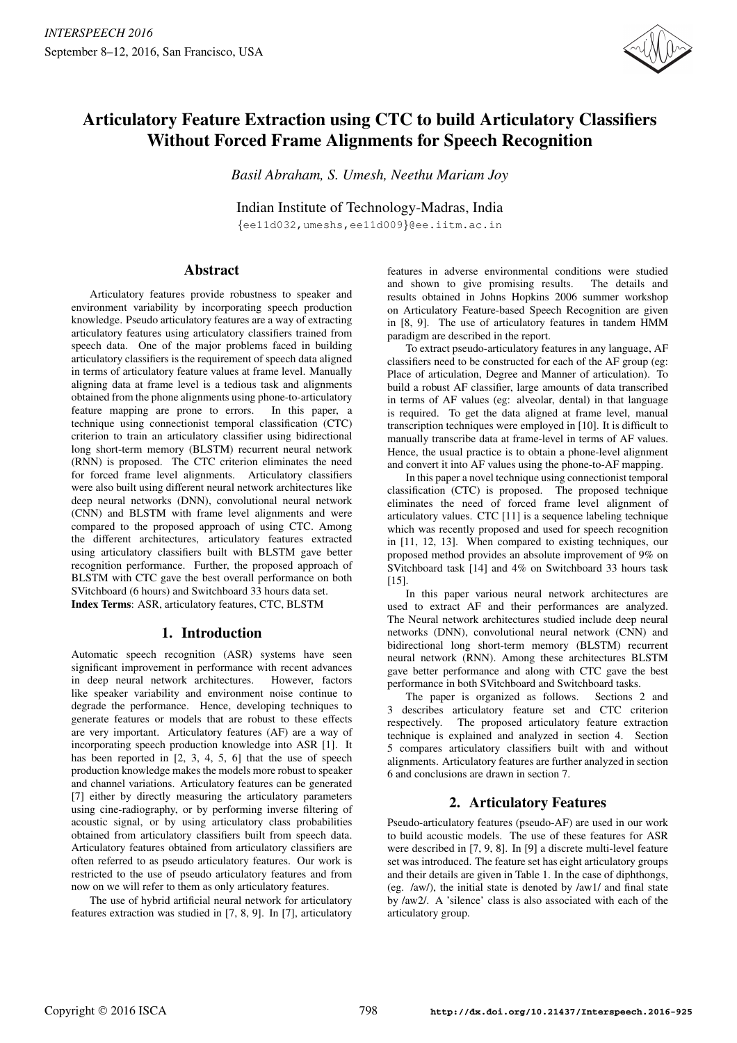# Articulatory Feature Extraction using CTC to build Articulatory Classifiers Without Forced Frame Alignments for Speech Recognition

*Basil Abraham, S. Umesh, Neethu Mariam Joy*

Indian Institute of Technology-Madras, India

{ee11d032,umeshs,ee11d009}@ee.iitm.ac.in

## Abstract

Articulatory features provide robustness to speaker and environment variability by incorporating speech production knowledge. Pseudo articulatory features are a way of extracting articulatory features using articulatory classifiers trained from speech data. One of the major problems faced in building articulatory classifiers is the requirement of speech data aligned in terms of articulatory feature values at frame level. Manually aligning data at frame level is a tedious task and alignments obtained from the phone alignments using phone-to-articulatory feature mapping are prone to errors. In this paper, a technique using connectionist temporal classification (CTC) criterion to train an articulatory classifier using bidirectional long short-term memory (BLSTM) recurrent neural network (RNN) is proposed. The CTC criterion eliminates the need for forced frame level alignments. Articulatory classifiers were also built using different neural network architectures like deep neural networks (DNN), convolutional neural network (CNN) and BLSTM with frame level alignments and were compared to the proposed approach of using CTC. Among the different architectures, articulatory features extracted using articulatory classifiers built with BLSTM gave better recognition performance. Further, the proposed approach of BLSTM with CTC gave the best overall performance on both SVitchboard (6 hours) and Switchboard 33 hours data set.

**Index Terms**: ASR, articulatory features, CTC, BLSTM

## 1. Introduction

Automatic speech recognition (ASR) systems have seen significant improvement in performance with recent advances in deep neural network architectures. However, factors like speaker variability and environment noise continue to degrade the performance. Hence, developing techniques to generate features or models that are robust to these effects are very important. Articulatory features (AF) are a way of incorporating speech production knowledge into ASR [1]. It has been reported in [2, 3, 4, 5, 6] that the use of speech production knowledge makes the models more robust to speaker and channel variations. Articulatory features can be generated [7] either by directly measuring the articulatory parameters using cine-radiography, or by performing inverse filtering of acoustic signal, or by using articulatory class probabilities obtained from articulatory classifiers built from speech data. Articulatory features obtained from articulatory classifiers are often referred to as pseudo articulatory features. Our work is restricted to the use of pseudo articulatory features and from now on we will refer to them as only articulatory features.

The use of hybrid artificial neural network for articulatory features extraction was studied in [7, 8, 9]. In [7], articulatory features in adverse environmental conditions were studied and shown to give promising results. The details and results obtained in Johns Hopkins 2006 summer workshop on Articulatory Feature-based Speech Recognition are given in [8, 9]. The use of articulatory features in tandem HMM paradigm are described in the report.

To extract pseudo-articulatory features in any language, AF classifiers need to be constructed for each of the AF group (eg: Place of articulation, Degree and Manner of articulation). To build a robust AF classifier, large amounts of data transcribed in terms of AF values (eg: alveolar, dental) in that language is required. To get the data aligned at frame level, manual transcription techniques were employed in [10]. It is difficult to manually transcribe data at frame-level in terms of AF values. Hence, the usual practice is to obtain a phone-level alignment and convert it into AF values using the phone-to-AF mapping.

In this paper a novel technique using connectionist temporal classification (CTC) is proposed. The proposed technique eliminates the need of forced frame level alignment of articulatory values. CTC [11] is a sequence labeling technique which was recently proposed and used for speech recognition in [11, 12, 13]. When compared to existing techniques, our proposed method provides an absolute improvement of 9% on SVitchboard task [14] and 4% on Switchboard 33 hours task [15].

In this paper various neural network architectures are used to extract AF and their performances are analyzed. The Neural network architectures studied include deep neural networks (DNN), convolutional neural network (CNN) and bidirectional long short-term memory (BLSTM) recurrent neural network (RNN). Among these architectures BLSTM gave better performance and along with CTC gave the best performance in both SVitchboard and Switchboard tasks.

The paper is organized as follows. Sections 2 and 3 describes articulatory feature set and CTC criterion respectively. The proposed articulatory feature extraction technique is explained and analyzed in section 4. Section 5 compares articulatory classifiers built with and without alignments. Articulatory features are further analyzed in section 6 and conclusions are drawn in section 7.

## 2. Articulatory Features

Pseudo-articulatory features (pseudo-AF) are used in our work to build acoustic models. The use of these features for ASR were described in [7, 9, 8]. In [9] a discrete multi-level feature set was introduced. The feature set has eight articulatory groups and their details are given in Table 1. In the case of diphthongs, (eg. /aw/), the initial state is denoted by /aw1/ and final state by /aw2/. A 'silence' class is also associated with each of the articulatory group.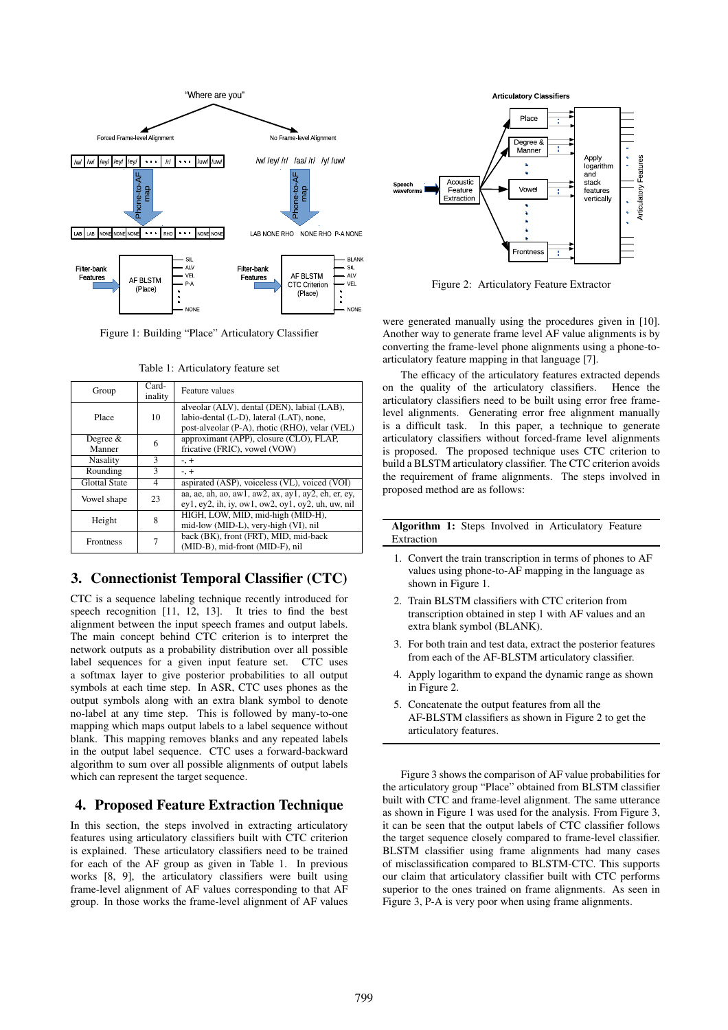Figure 1: Building "Place" Articulatory Classifier

Table 1: Articulatory feature set

| Group | Card-inality | Feature values |
|---|---|---|
| Place | 10 | alveolar (ALV), dental (DEN), labial (LAB), labio-dental (L-D), lateral (LAT), none, post-alveolar (P-A), rhotic (RHO), velar (VEL) |
| Degree & Manner | 6 | approximant (APP), closure (CLO), FLAP, fricative (FRIC), vowel (VOW) |
| Nasality | 3 | -, + |
| Rounding | 3 | -, + |
| Glottal State | 4 | aspirated (ASP), voiceless (VL), voiced (VOI) |
| Vowel shape | 23 | aa, ae, ah, ao, aw1, aw2, ax, ay1, ay2, eh, er, ey, ey1, ey2, ih, iy, ow1, ow2, oy1, oy2, uh, uw, nil |
| Height | 8 | HIGH, LOW, MID, mid-high (MID-H), mid-low (MID-L), very-high (VI), nil |
| Frontness | 7 | back (BK), front (FRT), MID, mid-back (MID-B), mid-front (MID-F), nil |

## 3. Connectionist Temporal Classifier (CTC)

CTC is a sequence labeling technique recently introduced for speech recognition [11, 12, 13]. It tries to find the best alignment between the input speech frames and output labels. The main concept behind CTC criterion is to interpret the network outputs as a probability distribution over all possible label sequences for a given input feature set. CTC uses a softmax layer to give posterior probabilities to all output symbols at each time step. In ASR, CTC uses phones as the output symbols along with an extra blank symbol to denote no-label at any time step. This is followed by many-to-one mapping which maps output labels to a label sequence without blank. This mapping removes blanks and any repeated labels in the output label sequence. CTC uses a forward-backward algorithm to sum over all possible alignments of output labels which can represent the target sequence.

## 4. Proposed Feature Extraction Technique

In this section, the steps involved in extracting articulatory features using articulatory classifiers built with CTC criterion is explained. These articulatory classifiers need to be trained for each of the AF group as given in Table 1. In previous works [8, 9], the articulatory classifiers were built using frame-level alignment of AF values corresponding to that AF group. In those works the frame-level alignment of AF values were generated manually using the procedures given in [10]. Another way to generate frame level AF value alignments is by converting the frame-level phone alignments using a phone-to-articulatory feature mapping in that language [7].

Figure 2: Articulatory Feature Extractor

The efficacy of the articulatory features extracted depends on the quality of the articulatory classifiers. Hence the articulatory classifiers need to be built using error free frame-level alignments. Generating error free alignment manually is a difficult task. In this paper, a technique to generate articulatory classifiers without forced-frame level alignments is proposed. The proposed technique uses CTC criterion to build a BLSTM articulatory classifier. The CTC criterion avoids the requirement of frame alignments. The steps involved in proposed method are as follows:

**Algorithm 1:** Steps Involved in Articulatory Feature Extraction

1. Convert the train transcription in terms of phones to AF values using phone-to-AF mapping in the language as shown in Figure 1.
2. Train BLSTM classifiers with CTC criterion from transcription obtained in step 1 with AF values and an extra blank symbol (BLANK).
3. For both train and test data, extract the posterior features from each of the AF-BLSTM articulatory classifier.
4. Apply logarithm to expand the dynamic range as shown in Figure 2.
5. Concatenate the output features from all the AF-BLSTM classifiers as shown in Figure 2 to get the articulatory features.

Figure 3 shows the comparison of AF value probabilities for the articulatory group "Place" obtained from BLSTM classifier built with CTC and frame-level alignment. The same utterance as shown in Figure 1 was used for the analysis. From Figure 3, it can be seen that the output labels of CTC classifier follows the target sequence closely compared to frame-level classifier. BLSTM classifier using frame alignments had many cases of misclassification compared to BLSTM-CTC. This supports our claim that articulatory classifier built with CTC performs superior to the ones trained on frame alignments. As seen in Figure 3, P-A is very poor when using frame alignments.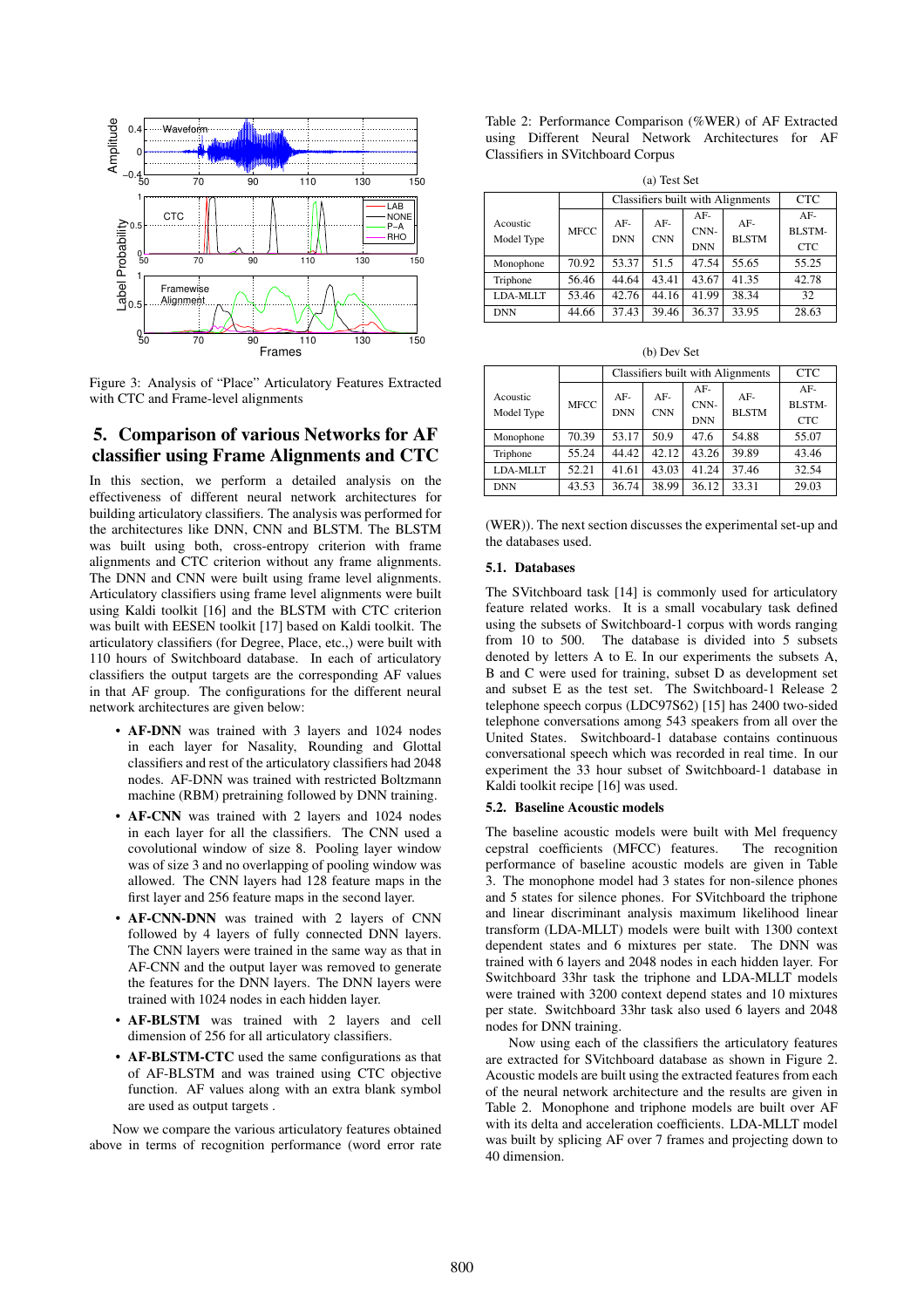Figure 3: Analysis of "Place" Articulatory Features Extracted with CTC and Frame-level alignments

## 5. Comparison of various Networks for AF classifier using Frame Alignments and CTC

In this section, we perform a detailed analysis on the effectiveness of different neural network architectures for building articulatory classifiers. The analysis was performed for the architectures like DNN, CNN and BLSTM. The BLSTM was built using both, cross-entropy criterion with frame alignments and CTC criterion without any frame alignments. The DNN and CNN were built using frame level alignments. Articulatory classifiers using frame level alignments were built using Kaldi toolkit [16] and the BLSTM with CTC criterion was built with EESEN toolkit [17] based on Kaldi toolkit. The articulatory classifiers (for Degree, Place, etc.,) were built with 110 hours of Switchboard database. In each of articulatory classifiers the output targets are the corresponding AF values in that AF group. The configurations for the different neural network architectures are given below:

- **AF-DNN** was trained with 3 layers and 1024 nodes in each layer for Nasality, Rounding and Glottal classifiers and rest of the articulatory classifiers had 2048 nodes. AF-DNN was trained with restricted Boltzmann machine (RBM) pretraining followed by DNN training.
- **AF-CNN** was trained with 2 layers and 1024 nodes in each layer for all the classifiers. The CNN used a covolutional window of size 8. Pooling layer window was of size 3 and no overlapping of pooling window was allowed. The CNN layers had 128 feature maps in the first layer and 256 feature maps in the second layer.
- **AF-CNN-DNN** was trained with 2 layers of CNN followed by 4 layers of fully connected DNN layers. The CNN layers were trained in the same way as that in AF-CNN and the output layer was removed to generate the features for the DNN layers. The DNN layers were trained with 1024 nodes in each hidden layer.
- **AF-BLSTM** was trained with 2 layers and cell dimension of 256 for all articulatory classifiers.
- **AF-BLSTM-CTC** used the same configurations as that of AF-BLSTM and was trained using CTC objective function. AF values along with an extra blank symbol are used as output targets .

Now we compare the various articulatory features obtained above in terms of recognition performance (word error rate (WER)). The next section discusses the experimental set-up and the databases used.

Table 2: Performance Comparison (%WER) of AF Extracted using Different Neural Network Architectures for AF Classifiers in SVitchboard Corpus

(a) Test Set

| Acoustic Model Type | MFCC | Classifiers built with Alignments | | | | CTC |
|---|---|---|---|---|---|---|
| | | AF-DNN | AF-CNN | AF-CNN-DNN | AF-BLSTM | AF-BLSTM-CTC |
| Monophone | 70.92 | 53.37 | 51.5 | 47.54 | 55.65 | 55.25 |
| Triphone | 56.46 | 44.64 | 43.41 | 43.67 | 41.35 | 42.78 |
| LDA-MLLT | 53.46 | 42.76 | 44.16 | 41.99 | 38.34 | 32 |
| DNN | 44.66 | 37.43 | 39.46 | 36.37 | 33.95 | 28.63 |

(b) Dev Set

| Acoustic Model Type | MFCC | Classifiers built with Alignments | | | | CTC |
|---|---|---|---|---|---|---|
| | | AF-DNN | AF-CNN | AF-CNN-DNN | AF-BLSTM | AF-BLSTM-CTC |
| Monophone | 70.39 | 53.17 | 50.9 | 47.6 | 54.88 | 55.07 |
| Triphone | 55.24 | 44.42 | 42.12 | 43.26 | 39.89 | 43.46 |
| LDA-MLLT | 52.21 | 41.61 | 43.03 | 41.24 | 37.46 | 32.54 |
| DNN | 43.53 | 36.74 | 38.99 | 36.12 | 33.31 | 29.03 |

### 5.1. Databases

The SVitchboard task [14] is commonly used for articulatory feature related works. It is a small vocabulary task defined using the subsets of Switchboard-1 corpus with words ranging from 10 to 500. The database is divided into 5 subsets denoted by letters A to E. In our experiments the subsets A, B and C were used for training, subset D as development set and subset E as the test set. The Switchboard-1 Release 2 telephone speech corpus (LDC97S62) [15] has 2400 two-sided telephone conversations among 543 speakers from all over the United States. Switchboard-1 database contains continuous conversational speech which was recorded in real time. In our experiment the 33 hour subset of Switchboard-1 database in Kaldi toolkit recipe [16] was used.

### 5.2. Baseline Acoustic models

The baseline acoustic models were built with Mel frequency cepstral coefficients (MFCC) features. The recognition performance of baseline acoustic models are given in Table 3. The monophone model had 3 states for non-silence phones and 5 states for silence phones. For SVitchboard the triphone and linear discriminant analysis maximum likelihood linear transform (LDA-MLLT) models were built with 1300 context dependent states and 6 mixtures per state. The DNN was trained with 6 layers and 2048 nodes in each hidden layer. For Switchboard 33hr task the triphone and LDA-MLLT models were trained with 3200 context depend states and 10 mixtures per state. Switchboard 33hr task also used 6 layers and 2048 nodes for DNN training.

Now using each of the classifiers the articulatory features are extracted for SVitchboard database as shown in Figure 2. Acoustic models are built using the extracted features from each of the neural network architecture and the results are given in Table 2. Monophone and triphone models are built over AF with its delta and acceleration coefficients. LDA-MLLT model was built by splicing AF over 7 frames and projecting down to 40 dimension.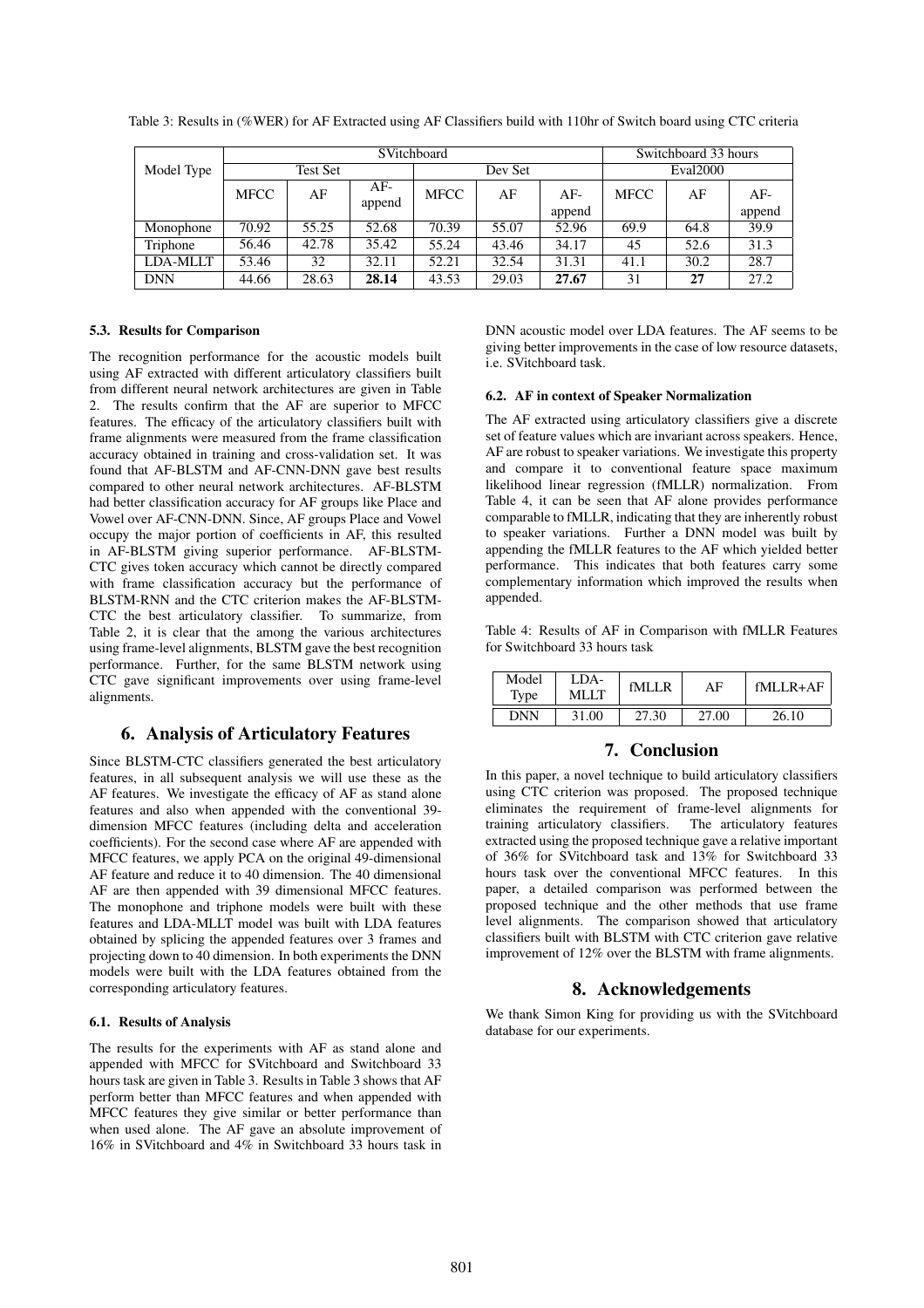Table 3: Results in (%WER) for AF Extracted using AF Classifiers build with 110hr of Switch board using CTC criteria

| Model Type | SVitchboard | | | | | | Switchboard 33 hours | | |
|---|---|---|---|---|---|---|---|---|---|
| | Test Set | | | Dev Set | | | Eval2000 | | |
| | MFCC | AF | AF-append | MFCC | AF | AF-append | MFCC | AF | AF-append |
| Monophone | 70.92 | 55.25 | 52.68 | 70.39 | 55.07 | 52.96 | 69.9 | 64.8 | 39.9 |
| Triphone | 56.46 | 42.78 | 35.42 | 55.24 | 43.46 | 34.17 | 45 | 52.6 | 31.3 |
| LDA-MLLT | 53.46 | 32 | 32.11 | 52.21 | 32.54 | 31.31 | 41.1 | 30.2 | 28.7 |
| DNN | 44.66 | 28.63 | **28.14** | 43.53 | 29.03 | **27.67** | 31 | **27** | 27.2 |

### 5.3. Results for Comparison

The recognition performance for the acoustic models built using AF extracted with different articulatory classifiers built from different neural network architectures are given in Table 2. The results confirm that the AF are superior to MFCC features. The efficacy of the articulatory classifiers built with frame alignments were measured from the frame classification accuracy obtained in training and cross-validation set. It was found that AF-BLSTM and AF-CNN-DNN gave best results compared to other neural network architectures. AF-BLSTM had better classification accuracy for AF groups like Place and Vowel over AF-CNN-DNN. Since, AF groups Place and Vowel occupy the major portion of coefficients in AF, this resulted in AF-BLSTM giving superior performance. AF-BLSTM-CTC gives token accuracy which cannot be directly compared with frame classification accuracy but the performance of BLSTM-RNN and the CTC criterion makes the AF-BLSTM-CTC the best articulatory classifier. To summarize, from Table 2, it is clear that the among the various architectures using frame-level alignments, BLSTM gave the best recognition performance. Further, for the same BLSTM network using CTC gave significant improvements over using frame-level alignments.

## 6. Analysis of Articulatory Features

Since BLSTM-CTC classifiers generated the best articulatory features, in all subsequent analysis we will use these as the AF features. We investigate the efficacy of AF as stand alone features and also when appended with the conventional 39-dimension MFCC features (including delta and acceleration coefficients). For the second case where AF are appended with MFCC features, we apply PCA on the original 49-dimensional AF feature and reduce it to 40 dimension. The 40 dimensional AF are then appended with 39 dimensional MFCC features. The monophone and triphone models were built with these features and LDA-MLLT model was built with LDA features obtained by splicing the appended features over 3 frames and projecting down to 40 dimension. In both experiments the DNN models were built with the LDA features obtained from the corresponding articulatory features.

### 6.1. Results of Analysis

The results for the experiments with AF as stand alone and appended with MFCC for SVitchboard and Switchboard 33 hours task are given in Table 3. Results in Table 3 shows that AF perform better than MFCC features and when appended with MFCC features they give similar or better performance than when used alone. The AF gave an absolute improvement of 16% in SVitchboard and 4% in Switchboard 33 hours task in DNN acoustic model over LDA features. The AF seems to be giving better improvements in the case of low resource datasets, i.e. SVitchboard task.

### 6.2. AF in context of Speaker Normalization

The AF extracted using articulatory classifiers give a discrete set of feature values which are invariant across speakers. Hence, AF are robust to speaker variations. We investigate this property and compare it to conventional feature space maximum likelihood linear regression (fMLLR) normalization. From Table 4, it can be seen that AF alone provides performance comparable to fMLLR, indicating that they are inherently robust to speaker variations. Further a DNN model was built by appending the fMLLR features to the AF which yielded better performance. This indicates that both features carry some complementary information which improved the results when appended.

Table 4: Results of AF in Comparison with fMLLR Features for Switchboard 33 hours task

| Model Type | LDA-MLLT | fMLLR | AF | fMLLR+AF |
|---|---|---|---|---|
| DNN | 31.00 | 27.30 | 27.00 | 26.10 |

## 7. Conclusion

In this paper, a novel technique to build articulatory classifiers using CTC criterion was proposed. The proposed technique eliminates the requirement of frame-level alignments for training articulatory classifiers. The articulatory features extracted using the proposed technique gave a relative important of 36% for SVitchboard task and 13% for Switchboard 33 hours task over the conventional MFCC features. In this paper, a detailed comparison was performed between the proposed technique and the other methods that use frame level alignments. The comparison showed that articulatory classifiers built with BLSTM with CTC criterion gave relative improvement of 12% over the BLSTM with frame alignments.

## 8. Acknowledgements

We thank Simon King for providing us with the SVitchboard database for our experiments.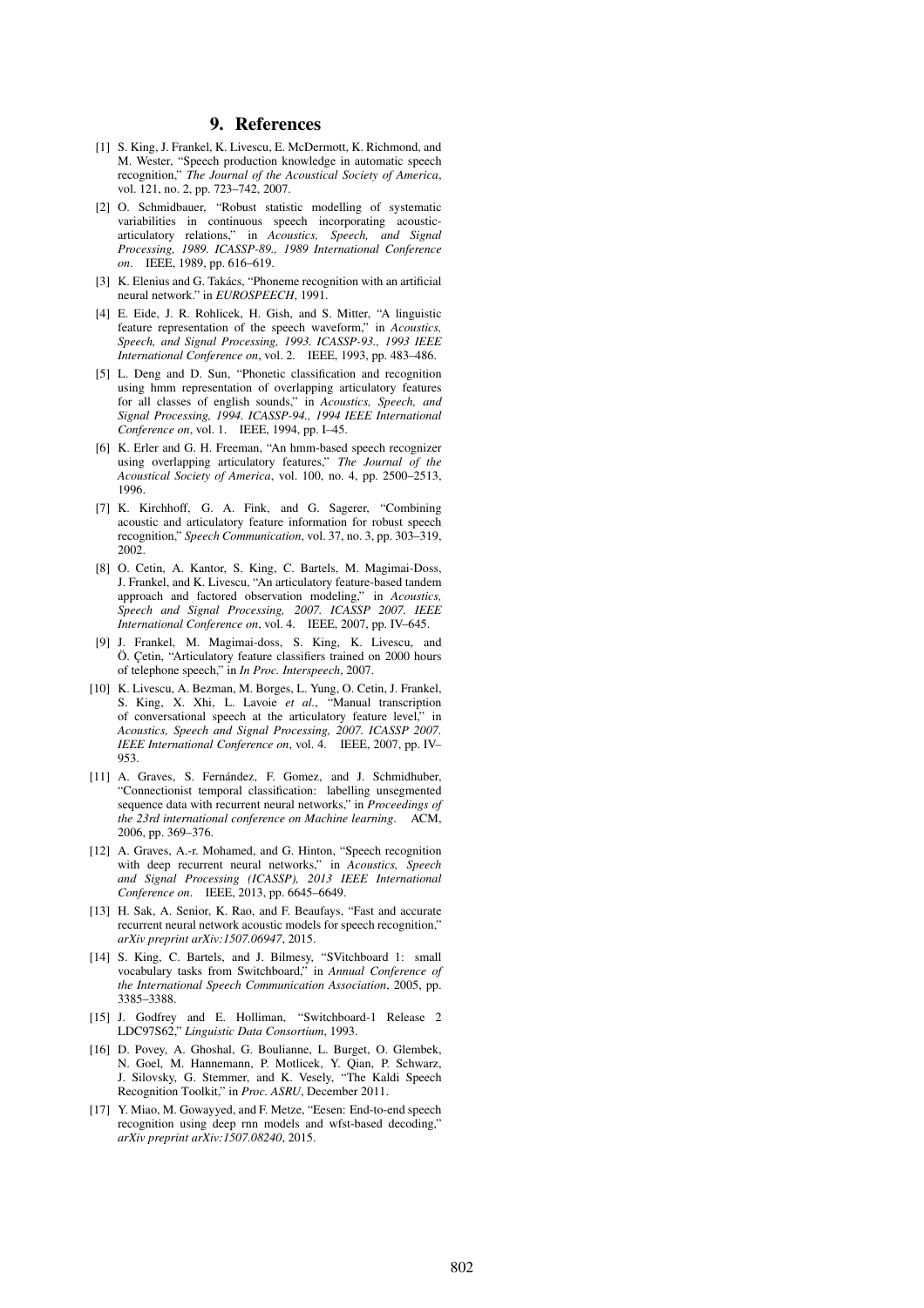# 9. References

[1] S. King, J. Frankel, K. Livescu, E. McDermott, K. Richmond, and M. Wester, "Speech production knowledge in automatic speech recognition," *The Journal of the Acoustical Society of America*, vol. 121, no. 2, pp. 723–742, 2007.

[2] O. Schmidbauer, "Robust statistic modelling of systematic variabilities in continuous speech incorporating acoustic-articulatory relations," in *Acoustics, Speech, and Signal Processing, 1989. ICASSP-89., 1989 International Conference on*. IEEE, 1989, pp. 616–619.

[3] K. Elenius and G. Takács, "Phoneme recognition with an artificial neural network." in *EUROSPEECH*, 1991.

[4] E. Eide, J. R. Rohlicek, H. Gish, and S. Mitter, "A linguistic feature representation of the speech waveform," in *Acoustics, Speech, and Signal Processing, 1993. ICASSP-93., 1993 IEEE International Conference on*, vol. 2. IEEE, 1993, pp. 483–486.

[5] L. Deng and D. Sun, "Phonetic classification and recognition using hmm representation of overlapping articulatory features for all classes of english sounds," in *Acoustics, Speech, and Signal Processing, 1994. ICASSP-94., 1994 IEEE International Conference on*, vol. 1. IEEE, 1994, pp. I–45.

[6] K. Erler and G. H. Freeman, "An hmm-based speech recognizer using overlapping articulatory features," *The Journal of the Acoustical Society of America*, vol. 100, no. 4, pp. 2500–2513, 1996.

[7] K. Kirchhoff, G. A. Fink, and G. Sagerer, "Combining acoustic and articulatory feature information for robust speech recognition," *Speech Communication*, vol. 37, no. 3, pp. 303–319, 2002.

[8] O. Cetin, A. Kantor, S. King, C. Bartels, M. Magimai-Doss, J. Frankel, and K. Livescu, "An articulatory feature-based tandem approach and factored observation modeling," in *Acoustics, Speech and Signal Processing, 2007. ICASSP 2007. IEEE International Conference on*, vol. 4. IEEE, 2007, pp. IV–645.

[9] J. Frankel, M. Magimai-doss, S. King, K. Livescu, and Ö. Çetin, "Articulatory feature classifiers trained on 2000 hours of telephone speech," in *In Proc. Interspeech*, 2007.

[10] K. Livescu, A. Bezman, M. Borges, L. Yung, O. Cetin, J. Frankel, S. King, X. Xhi, L. Lavoie *et al.*, "Manual transcription of conversational speech at the articulatory feature level," in *Acoustics, Speech and Signal Processing, 2007. ICASSP 2007. IEEE International Conference on*, vol. 4. IEEE, 2007, pp. IV–953.

[11] A. Graves, S. Fernández, F. Gomez, and J. Schmidhuber, "Connectionist temporal classification: labelling unsegmented sequence data with recurrent neural networks," in *Proceedings of the 23rd international conference on Machine learning*. ACM, 2006, pp. 369–376.

[12] A. Graves, A.-r. Mohamed, and G. Hinton, "Speech recognition with deep recurrent neural networks," in *Acoustics, Speech and Signal Processing (ICASSP), 2013 IEEE International Conference on*. IEEE, 2013, pp. 6645–6649.

[13] H. Sak, A. Senior, K. Rao, and F. Beaufays, "Fast and accurate recurrent neural network acoustic models for speech recognition," *arXiv preprint arXiv:1507.06947*, 2015.

[14] S. King, C. Bartels, and J. Bilmesy, "SVitchboard 1: small vocabulary tasks from Switchboard," in *Annual Conference of the International Speech Communication Association*, 2005, pp. 3385–3388.

[15] J. Godfrey and E. Holliman, "Switchboard-1 Release 2 LDC97S62," *Linguistic Data Consortium*, 1993.

[16] D. Povey, A. Ghoshal, G. Boulianne, L. Burget, O. Glembek, N. Goel, M. Hannemann, P. Motlicek, Y. Qian, P. Schwarz, J. Silovsky, G. Stemmer, and K. Vesely, "The Kaldi Speech Recognition Toolkit," in *Proc. ASRU*, December 2011.

[17] Y. Miao, M. Gowayyed, and F. Metze, "Eesen: End-to-end speech recognition using deep rnn models and wfst-based decoding," *arXiv preprint arXiv:1507.08240*, 2015.